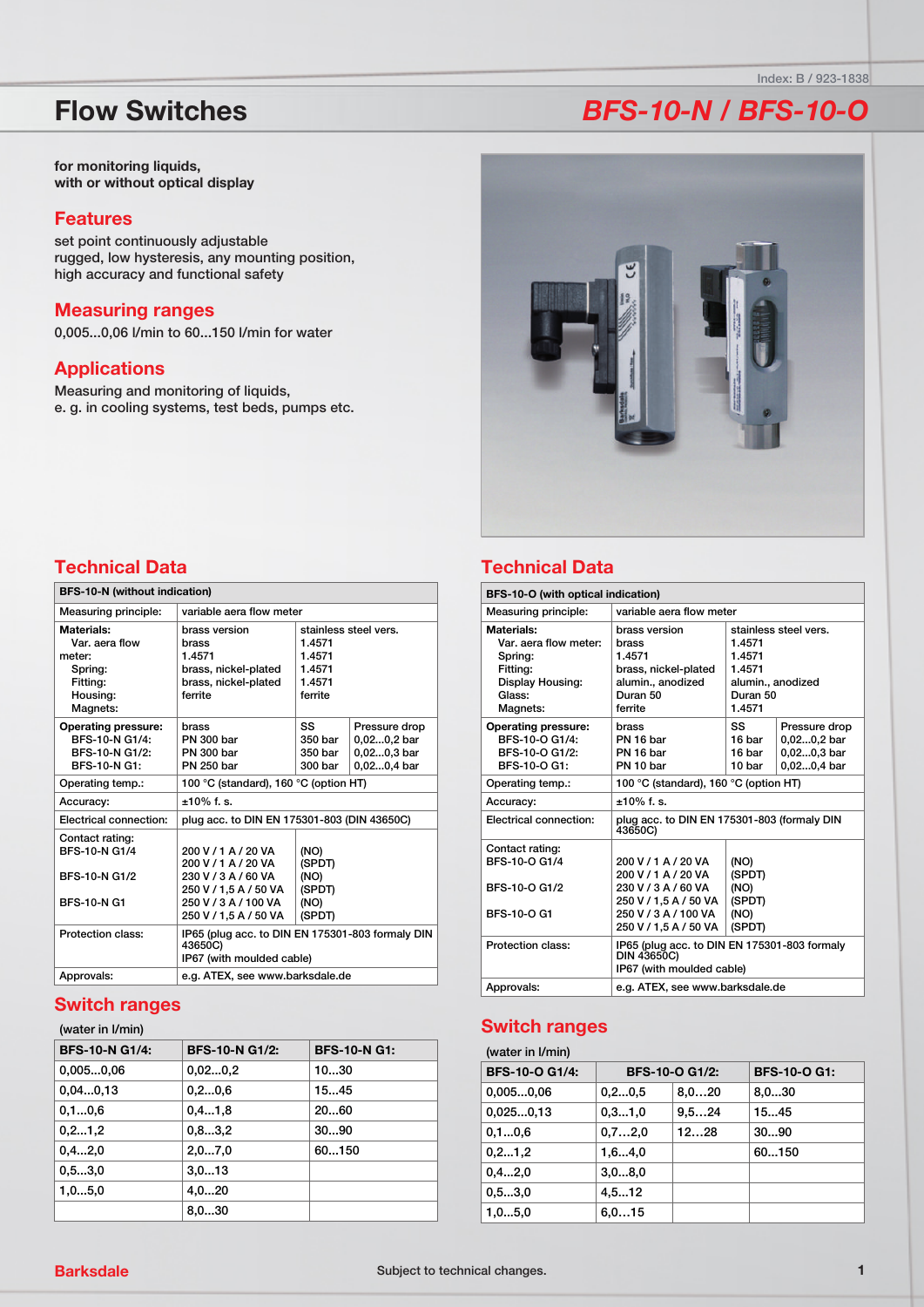Index: B / 923-1838

# Flow Switches

# BFS-10-N / BFS-10-O

**for monitoring liquids, with or without optical display**

## Features

set point continuously adjustable
rugged, low hysteresis, any mounting position, high accuracy and functional safety

## Measuring ranges

0,005...0,06 l/min to 60...150 l/min for water

## Applications

Measuring and monitoring of liquids,
e. g. in cooling systems, test beds, pumps etc.

## Technical Data

| BFS-10-N (without indication) | | | |
|---|---|---|---|
| Measuring principle: | variable aera flow meter | | |
| **Materials:** Var. aera flow meter: Spring: Fitting: Housing: Magnets: | brass version brass 1.4571 brass, nickel-plated brass, nickel-plated ferrite | stainless steel vers. 1.4571 1.4571 1.4571 1.4571 ferrite | |
| **Operating pressure:** | brass | SS | Pressure drop |
| BFS-10-N G1/4: | PN 300 bar | 350 bar | 0,02...0,2 bar |
| BFS-10-N G1/2: | PN 300 bar | 350 bar | 0,02...0,3 bar |
| BFS-10-N G1: | PN 250 bar | 300 bar | 0,02...0,4 bar |
| Operating temp.: | 100 °C (standard), 160 °C (option HT) | | |
| Accuracy: | ±10% f. s. | | |
| Electrical connection: | plug acc. to DIN EN 175301-803 (DIN 43650C) | | |
| Contact rating: | | | |
| BFS-10-N G1/4 | 200 V / 1 A / 20 VA | (NO) | |
| | 200 V / 1 A / 20 VA | (SPDT) | |
| BFS-10-N G1/2 | 230 V / 3 A / 60 VA | (NO) | |
| | 250 V / 1,5 A / 50 VA | (SPDT) | |
| BFS-10-N G1 | 250 V / 3 A / 100 VA | (NO) | |
| | 250 V / 1,5 A / 50 VA | (SPDT) | |
| Protection class: | IP65 (plug acc. to DIN EN 175301-803 formaly DIN 43650C) IP67 (with moulded cable) | | |
| Approvals: | e.g. ATEX, see www.barksdale.de | | |

## Switch ranges

(water in l/min)

| BFS-10-N G1/4: | BFS-10-N G1/2: | BFS-10-N G1: |
|---|---|---|
| 0,005...0,06 | 0,02...0,2 | 10...30 |
| 0,04...0,13 | 0,2...0,6 | 15...45 |
| 0,1...0,6 | 0,4...1,8 | 20...60 |
| 0,2...1,2 | 0,8...3,2 | 30...90 |
| 0,4...2,0 | 2,0...7,0 | 60...150 |
| 0,5...3,0 | 3,0...13 | |
| 1,0...5,0 | 4,0...20 | |
| | 8,0...30 | |

## Technical Data

| BFS-10-O (with optical indication) | | | |
|---|---|---|---|
| Measuring principle: | variable aera flow meter | | |
| **Materials:** Var. aera flow meter: Spring: Fitting: Display Housing: Glass: Magnets: | brass version brass 1.4571 brass, nickel-plated alumin., anodized Duran 50 ferrite | stainless steel vers. 1.4571 1.4571 1.4571 alumin., anodized Duran 50 1.4571 | |
| **Operating pressure:** | brass | SS | Pressure drop |
| BFS-10-O G1/4: | PN 16 bar | 16 bar | 0,02...0,2 bar |
| BFS-10-O G1/2: | PN 16 bar | 16 bar | 0,02...0,3 bar |
| BFS-10-O G1: | PN 10 bar | 10 bar | 0,02...0,4 bar |
| Operating temp.: | 100 °C (standard), 160 °C (option HT) | | |
| Accuracy: | ±10% f. s. | | |
| Electrical connection: | plug acc. to DIN EN 175301-803 (formaly DIN 43650C) | | |
| Contact rating: | | | |
| BFS-10-O G1/4 | 200 V / 1 A / 20 VA | (NO) | |
| | 200 V / 1 A / 20 VA | (SPDT) | |
| BFS-10-O G1/2 | 230 V / 3 A / 60 VA | (NO) | |
| | 250 V / 1,5 A / 50 VA | (SPDT) | |
| BFS-10-O G1 | 250 V / 3 A / 100 VA | (NO) | |
| | 250 V / 1,5 A / 50 VA | (SPDT) | |
| Protection class: | IP65 (plug acc. to DIN EN 175301-803 formaly DIN 43650C) IP67 (with moulded cable) | | |
| Approvals: | e.g. ATEX, see www.barksdale.de | | |

## Switch ranges

(water in l/min)

| BFS-10-O G1/4: | BFS-10-O G1/2: | | BFS-10-O G1: |
|---|---|---|---|
| 0,005...0,06 | 0,2...0,5 | 8,0...20 | 8,0...30 |
| 0,025...0,13 | 0,3...1,0 | 9,5...24 | 15...45 |
| 0,1...0,6 | 0,7...2,0 | 12...28 | 30...90 |
| 0,2...1,2 | 1,6...4,0 | | 60...150 |
| 0,4...2,0 | 3,0...8,0 | | |
| 0,5...3,0 | 4,5...12 | | |
| 1,0...5,0 | 6,0...15 | | |

Barksdale

Subject to technical changes.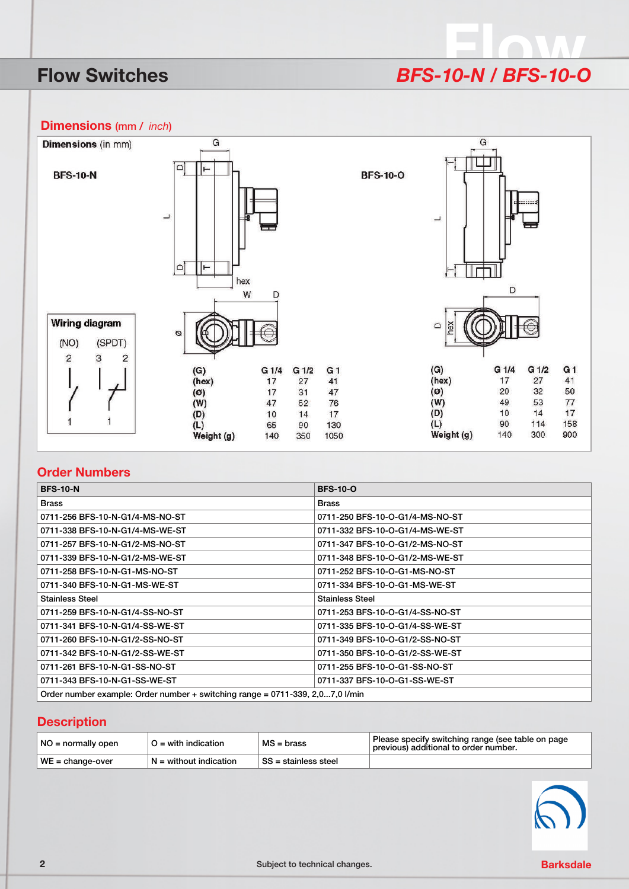# Flow Switches

## BFS-10-N / BFS-10-O

## Dimensions (mm / *inch*)

Dimensions (in mm)

BFS-10-N

| (G) | G 1/4 | G 1/2 | G 1 |
|---|---|---|---|
| (hex) | 17 | 27 | 41 |
| (Ø) | 17 | 31 | 47 |
| (W) | 47 | 52 | 76 |
| (D) | 10 | 14 | 17 |
| (L) | 65 | 90 | 130 |
| Weight (g) | 140 | 350 | 1050 |

BFS-10-O

| (G) | G 1/4 | G 1/2 | G 1 |
|---|---|---|---|
| (hex) | 17 | 27 | 41 |
| (Ø) | 20 | 32 | 50 |
| (W) | 49 | 53 | 77 |
| (D) | 10 | 14 | 17 |
| (L) | 90 | 114 | 158 |
| Weight (g) | 140 | 300 | 900 |

Wiring diagram

(NO) (SPDT)

2 3 2

1 1

## Order Numbers

| BFS-10-N | BFS-10-O |
|---|---|
| Brass | Brass |
| 0711-256 BFS-10-N-G1/4-MS-NO-ST | 0711-250 BFS-10-O-G1/4-MS-NO-ST |
| 0711-338 BFS-10-N-G1/4-MS-WE-ST | 0711-332 BFS-10-O-G1/4-MS-WE-ST |
| 0711-257 BFS-10-N-G1/2-MS-NO-ST | 0711-347 BFS-10-O-G1/2-MS-NO-ST |
| 0711-339 BFS-10-N-G1/2-MS-WE-ST | 0711-348 BFS-10-O-G1/2-MS-WE-ST |
| 0711-258 BFS-10-N-G1-MS-NO-ST | 0711-252 BFS-10-O-G1-MS-NO-ST |
| 0711-340 BFS-10-N-G1-MS-WE-ST | 0711-334 BFS-10-O-G1-MS-WE-ST |
| Stainless Steel | Stainless Steel |
| 0711-259 BFS-10-N-G1/4-SS-NO-ST | 0711-253 BFS-10-O-G1/4-SS-NO-ST |
| 0711-341 BFS-10-N-G1/4-SS-WE-ST | 0711-335 BFS-10-O-G1/4-SS-WE-ST |
| 0711-260 BFS-10-N-G1/2-SS-NO-ST | 0711-349 BFS-10-O-G1/2-SS-NO-ST |
| 0711-342 BFS-10-N-G1/2-SS-WE-ST | 0711-350 BFS-10-O-G1/2-SS-WE-ST |
| 0711-261 BFS-10-N-G1-SS-NO-ST | 0711-255 BFS-10-O-G1-SS-NO-ST |
| 0711-343 BFS-10-N-G1-SS-WE-ST | 0711-337 BFS-10-O-G1-SS-WE-ST |
| Order number example: Order number + switching range = 0711-339, 2,0...7,0 l/min | |

## Description

| | | | |
|---|---|---|---|
| NO = normally open | O = with indication | MS = brass | Please specify switching range (see table on page previous) additional to order number. |
| WE = change-over | N = without indication | SS = stainless steel | |

Subject to technical changes.

Barksdale